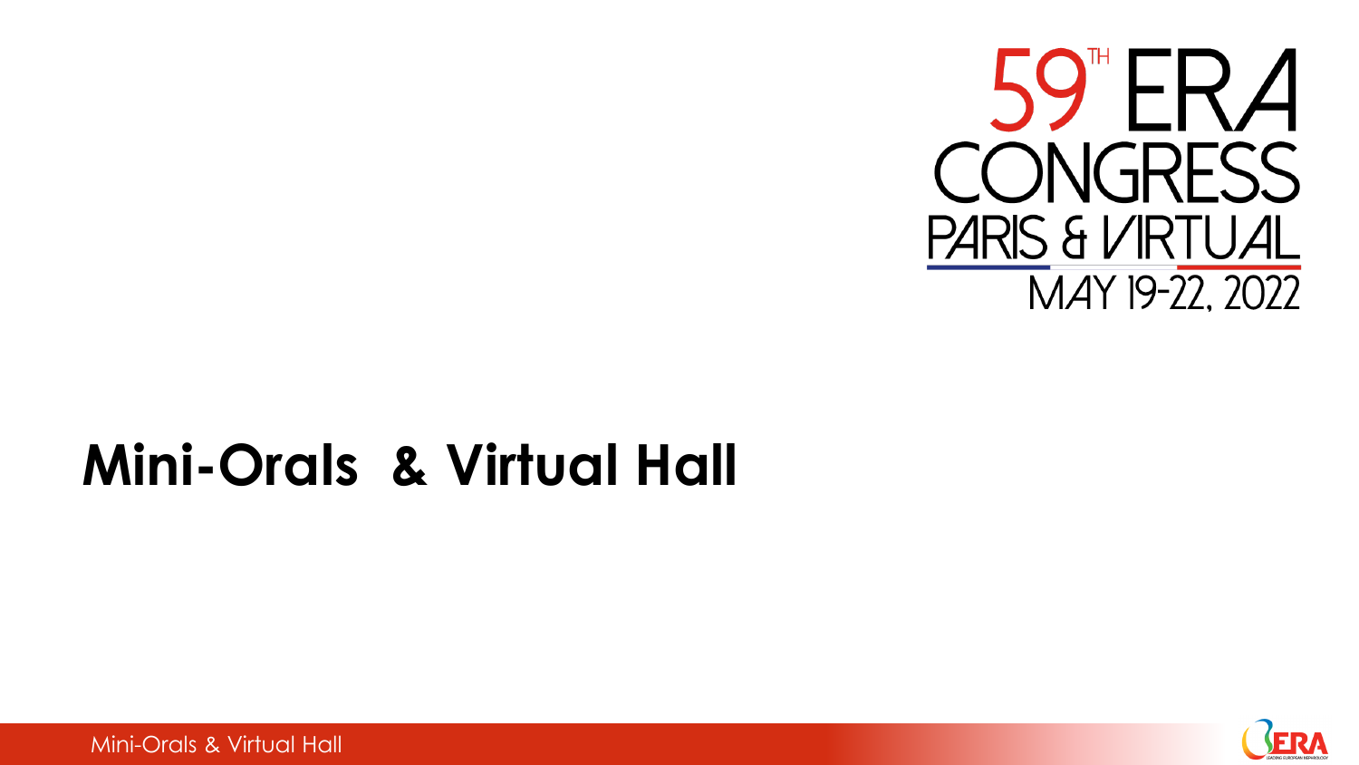# 59TH ERA CONGRESS PARIS & VIRTUAL

MAY 19-22, 2022

# Mini-Orals & Virtual Hall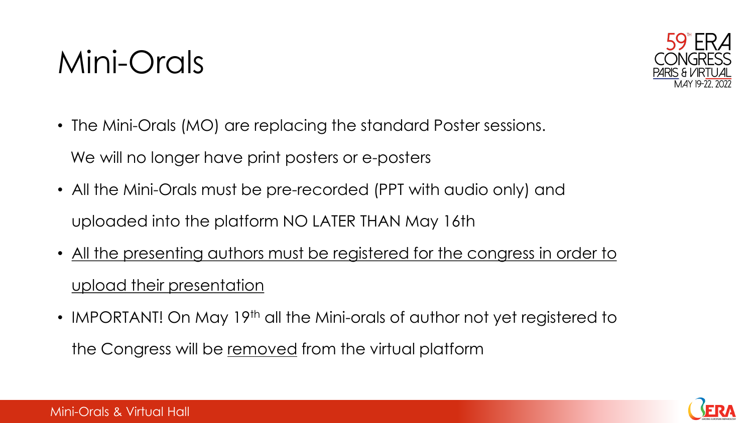# Mini-Orals

- The Mini-Orals (MO) are replacing the standard Poster sessions. We will no longer have print posters or e-posters
- All the Mini-Orals must be pre-recorded (PPT with audio only) and uploaded into the platform NO LATER THAN May 16th
- All the presenting authors must be registered for the congress in order to upload their presentation
- IMPORTANT! On May 19th all the Mini-orals of author not yet registered to the Congress will be removed from the virtual platform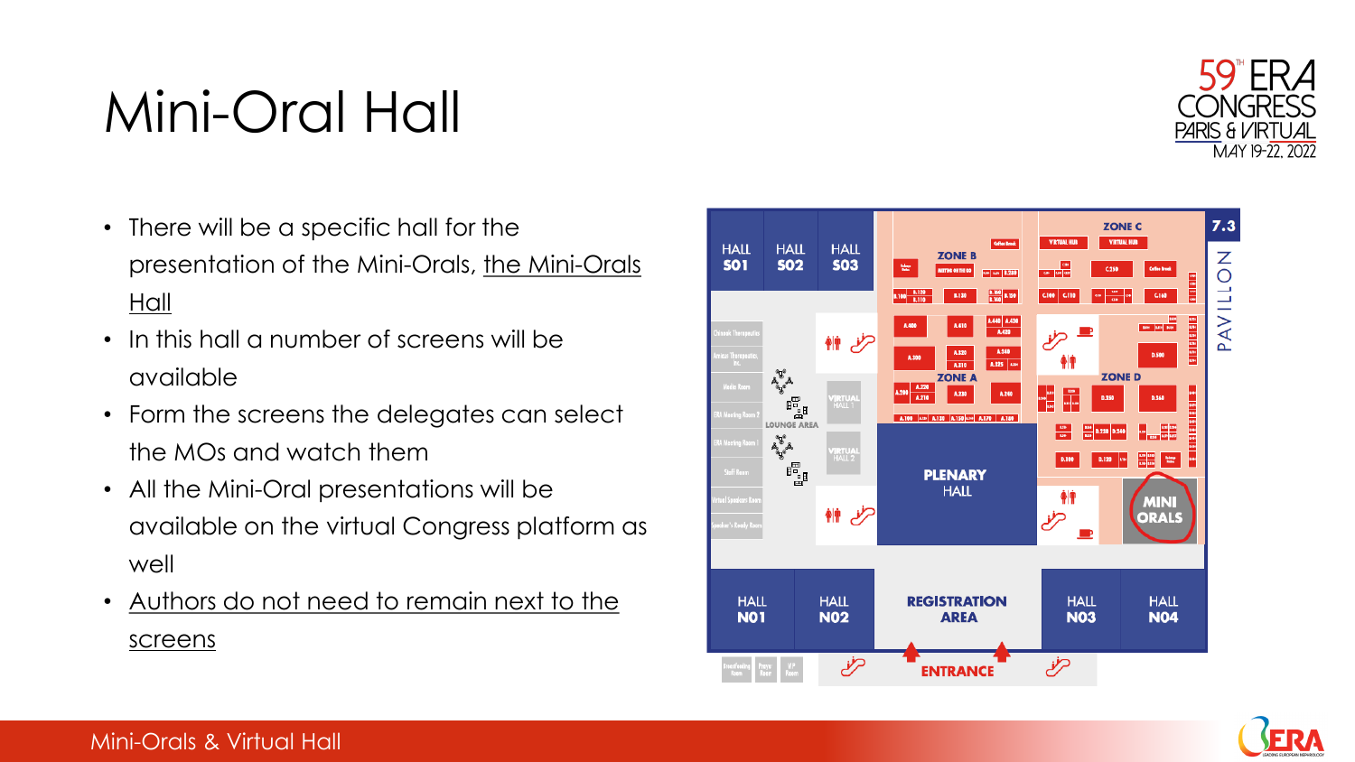# Mini-Oral Hall

- There will be a specific hall for the presentation of the Mini-Orals, the Mini-Orals Hall
- In this hall a number of screens will be available
- Form the screens the delegates can select the MOs and watch them
- All the Mini-Oral presentations will be available on the virtual Congress platform as well
- Authors do not need to remain next to the screens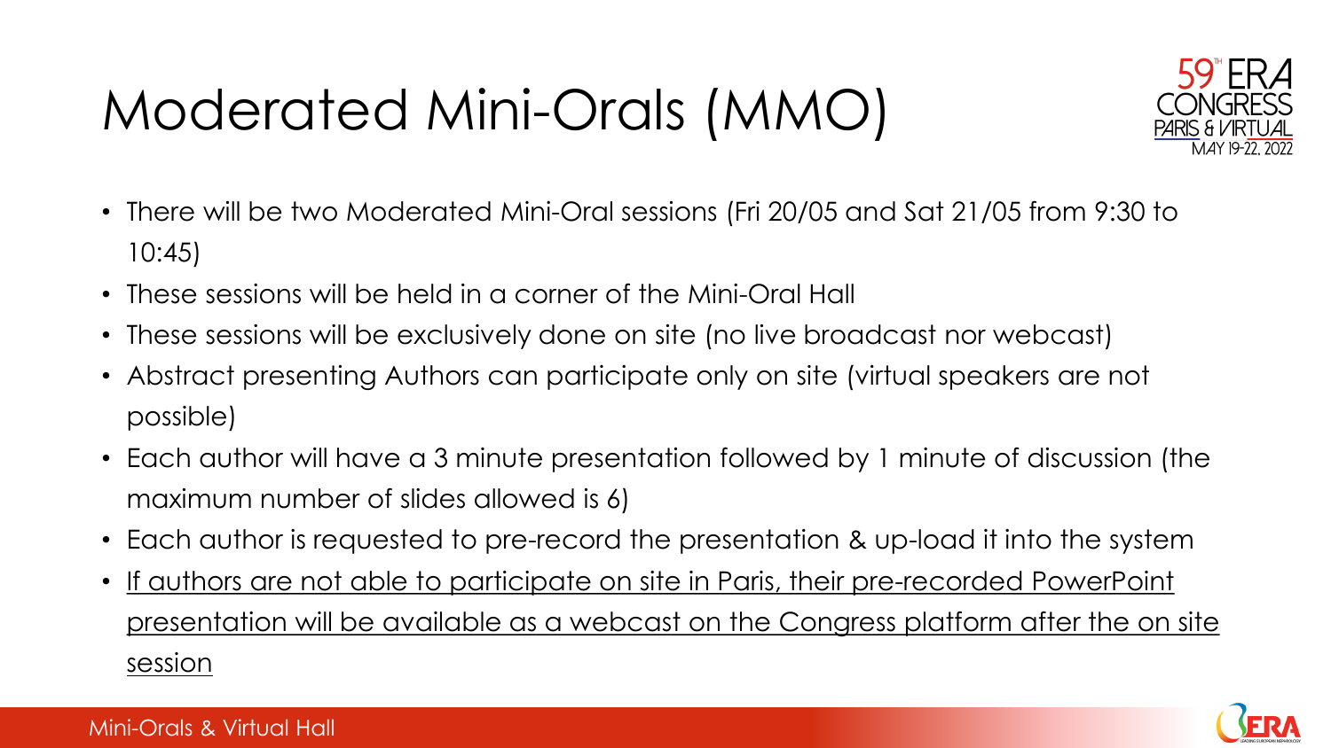# Moderated Mini-Orals (MMO)

- There will be two Moderated Mini-Oral sessions (Fri 20/05 and Sat 21/05 from 9:30 to 10:45)
- These sessions will be held in a corner of the Mini-Oral Hall
- These sessions will be exclusively done on site (no live broadcast nor webcast)
- Abstract presenting Authors can participate only on site (virtual speakers are not possible)
- Each author will have a 3 minute presentation followed by 1 minute of discussion (the maximum number of slides allowed is 6)
- Each author is requested to pre-record the presentation & up-load it into the system
- <u>If authors are not able to participate on site in Paris, their pre-recorded PowerPoint presentation will be available as a webcast on the Congress platform after the on site session</u>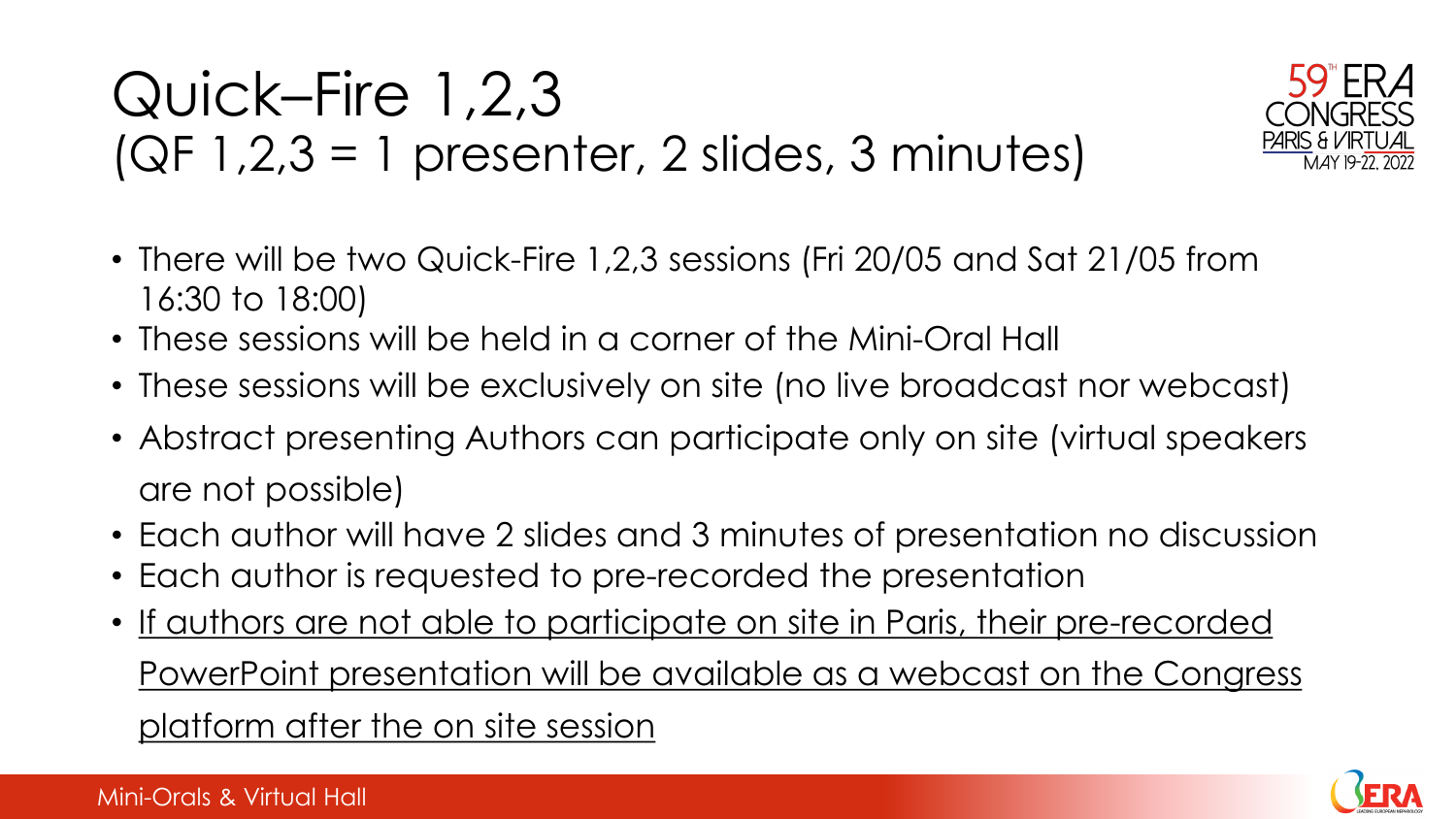# Quick–Fire 1,2,3
# (QF 1,2,3 = 1 presenter, 2 slides, 3 minutes)

- There will be two Quick-Fire 1,2,3 sessions (Fri 20/05 and Sat 21/05 from 16:30 to 18:00)
- These sessions will be held in a corner of the Mini-Oral Hall
- These sessions will be exclusively on site (no live broadcast nor webcast)
- Abstract presenting Authors can participate only on site (virtual speakers are not possible)
- Each author will have 2 slides and 3 minutes of presentation no discussion
- Each author is requested to pre-recorded the presentation
- <u>If authors are not able to participate on site in Paris, their pre-recorded PowerPoint presentation will be available as a webcast on the Congress platform after the on site session</u>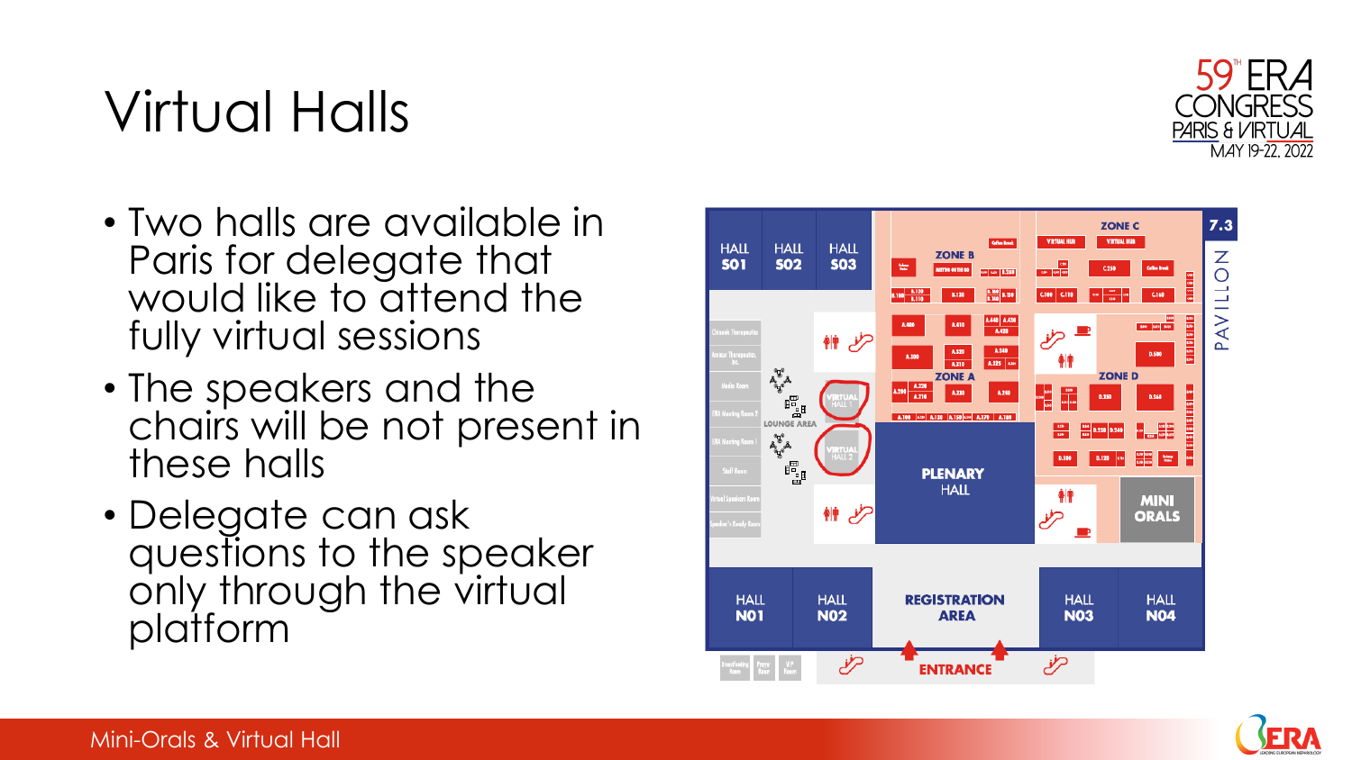# Virtual Halls

- Two halls are available in Paris for delegate that would like to attend the fully virtual sessions
- The speakers and the chairs will be not present in these halls
- Delegate can ask questions to the speaker only through the virtual platform

HALL S01
HALL S02
HALL S03
ZONE B
ZONE C
7.3
PAVILLON
ZONE A
ZONE D
VIRTUAL HALL 1
VIRTUAL HALL 2
LOUNGE AREA
PLENARY HALL
MINI ORALS
HALL N01
HALL N02
REGISTRATION AREA
HALL N03
HALL N04
ENTRANCE